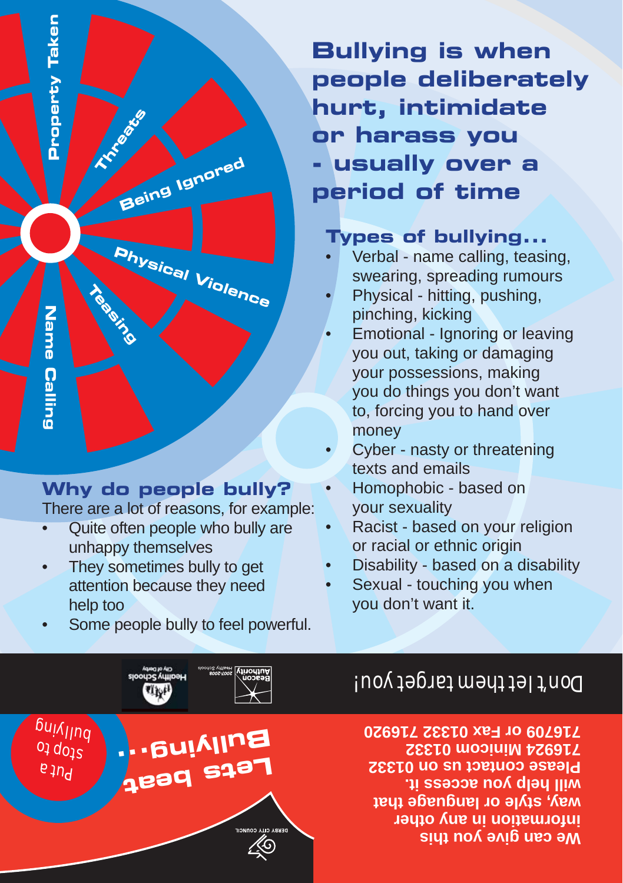Property Taken

Threats

Being Ignored

Physical Violence

Teasing

Name Calling

## Bullying is when people deliberately hurt, intimidate or harass you - usually over a period of time

### Types of bullying...

- Verbal - name calling, teasing, swearing, spreading rumours
- Physical - hitting, pushing, pinching, kicking
- Emotional - Ignoring or leaving you out, taking or damaging your possessions, making you do things you don't want to, forcing you to hand over money
- Cyber - nasty or threatening texts and emails
- Homophobic - based on your sexuality
- Racist - based on your religion or racial or ethnic origin
- Disability - based on a disability
- Sexual - touching you when you don't want it.

### Why do people bully?

There are a lot of reasons, for example:

- Quite often people who bully are unhappy themselves
- They sometimes bully to get attention because they need help too
- Some people bully to feel powerful.

Don't let them target you!

Healthy Schools City of Derby

Beacon Authority Healthy Schools 2007-2008

**We can give you this information in any other way, style or language that will help you access it. Please contact us on 01332 716924 Minicom 01332 716709 or Fax 01332 716920**

Lets beat Bullying...

Put a stop to bullying

DERBY CITY COUNCIL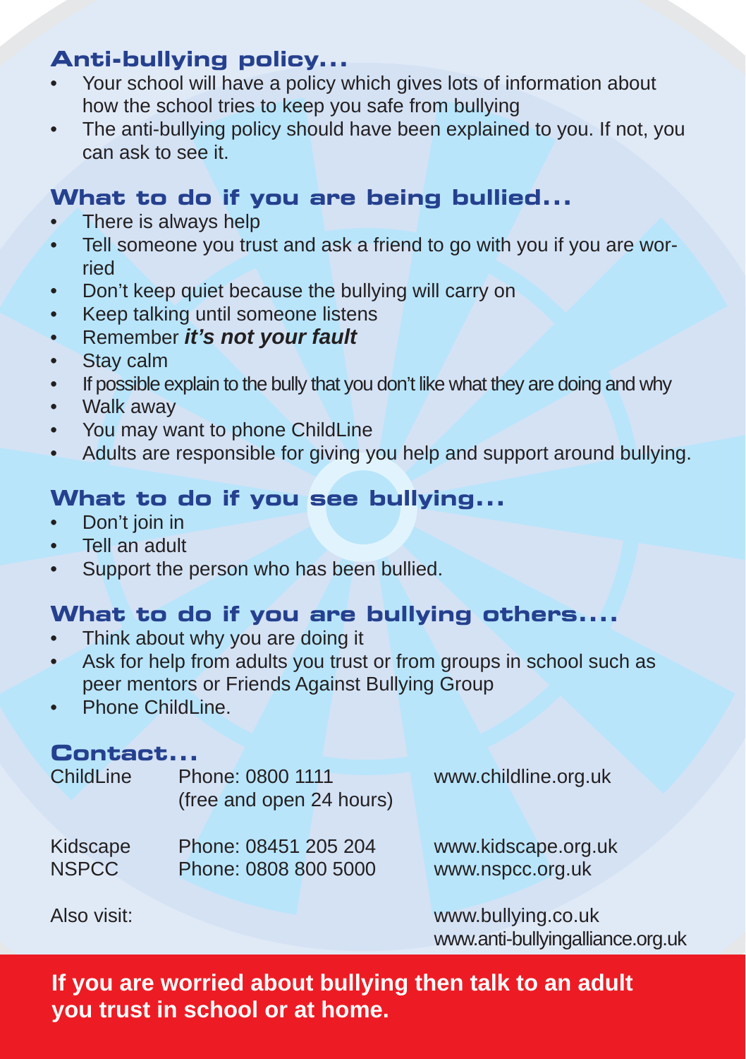## Anti-bullying policy...

- Your school will have a policy which gives lots of information about how the school tries to keep you safe from bullying
- The anti-bullying policy should have been explained to you. If not, you can ask to see it.

## What to do if you are being bullied...

- There is always help
- Tell someone you trust and ask a friend to go with you if you are worried
- Don't keep quiet because the bullying will carry on
- Keep talking until someone listens
- Remember ***it's not your fault***
- Stay calm
- If possible explain to the bully that you don't like what they are doing and why
- Walk away
- You may want to phone ChildLine
- Adults are responsible for giving you help and support around bullying.

## What to do if you see bullying...

- Don't join in
- Tell an adult
- Support the person who has been bullied.

## What to do if you are bullying others....

- Think about why you are doing it
- Ask for help from adults you trust or from groups in school such as peer mentors or Friends Against Bullying Group
- Phone ChildLine.

## Contact...

| | | |
|---|---|---|
| ChildLine | Phone: 0800 1111 (free and open 24 hours) | www.childline.org.uk |
| Kidscape | Phone: 08451 205 204 | www.kidscape.org.uk |
| NSPCC | Phone: 0808 800 5000 | www.nspcc.org.uk |
| Also visit: | | www.bullying.co.uk<br>www.anti-bullyingalliance.org.uk |

**If you are worried about bullying then talk to an adult you trust in school or at home.**